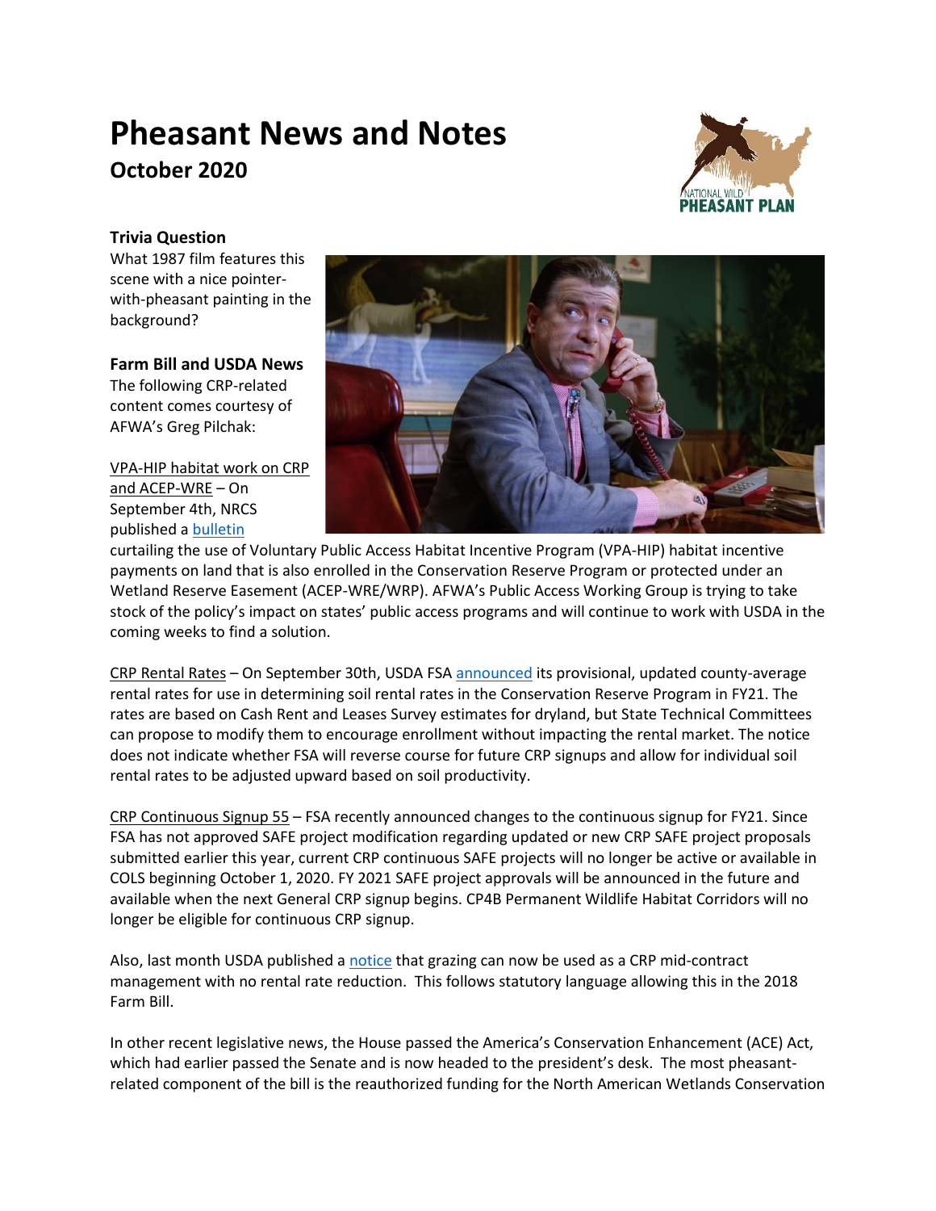# Pheasant News and Notes

## October 2020

**Trivia Question**

What 1987 film features this scene with a nice pointer-with-pheasant painting in the background?

**Farm Bill and USDA News**

The following CRP-related content comes courtesy of AFWA's Greg Pilchak:

VPA-HIP habitat work on CRP and ACEP-WRE – On September 4th, NRCS published a bulletin curtailing the use of Voluntary Public Access Habitat Incentive Program (VPA-HIP) habitat incentive payments on land that is also enrolled in the Conservation Reserve Program or protected under an Wetland Reserve Easement (ACEP-WRE/WRP). AFWA's Public Access Working Group is trying to take stock of the policy's impact on states' public access programs and will continue to work with USDA in the coming weeks to find a solution.

CRP Rental Rates – On September 30th, USDA FSA announced its provisional, updated county-average rental rates for use in determining soil rental rates in the Conservation Reserve Program in FY21. The rates are based on Cash Rent and Leases Survey estimates for dryland, but State Technical Committees can propose to modify them to encourage enrollment without impacting the rental market. The notice does not indicate whether FSA will reverse course for future CRP signups and allow for individual soil rental rates to be adjusted upward based on soil productivity.

CRP Continuous Signup 55 – FSA recently announced changes to the continuous signup for FY21. Since FSA has not approved SAFE project modification regarding updated or new CRP SAFE project proposals submitted earlier this year, current CRP continuous SAFE projects will no longer be active or available in COLS beginning October 1, 2020. FY 2021 SAFE project approvals will be announced in the future and available when the next General CRP signup begins. CP4B Permanent Wildlife Habitat Corridors will no longer be eligible for continuous CRP signup.

Also, last month USDA published a notice that grazing can now be used as a CRP mid-contract management with no rental rate reduction. This follows statutory language allowing this in the 2018 Farm Bill.

In other recent legislative news, the House passed the America's Conservation Enhancement (ACE) Act, which had earlier passed the Senate and is now headed to the president's desk. The most pheasant-related component of the bill is the reauthorized funding for the North American Wetlands Conservation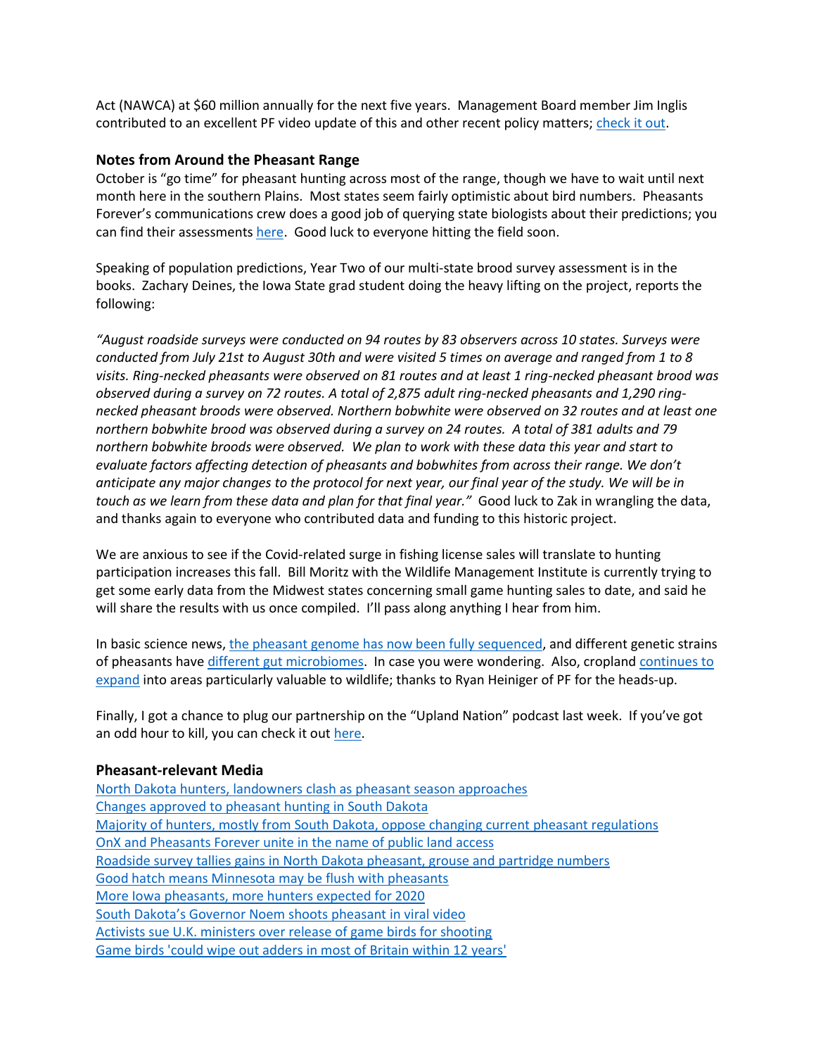Act (NAWCA) at $60 million annually for the next five years. Management Board member Jim Inglis contributed to an excellent PF video update of this and other recent policy matters; check it out.

### Notes from Around the Pheasant Range

October is "go time" for pheasant hunting across most of the range, though we have to wait until next month here in the southern Plains. Most states seem fairly optimistic about bird numbers. Pheasants Forever's communications crew does a good job of querying state biologists about their predictions; you can find their assessments here. Good luck to everyone hitting the field soon.

Speaking of population predictions, Year Two of our multi-state brood survey assessment is in the books. Zachary Deines, the Iowa State grad student doing the heavy lifting on the project, reports the following:

*"August roadside surveys were conducted on 94 routes by 83 observers across 10 states. Surveys were conducted from July 21st to August 30th and were visited 5 times on average and ranged from 1 to 8 visits. Ring-necked pheasants were observed on 81 routes and at least 1 ring-necked pheasant brood was observed during a survey on 72 routes. A total of 2,875 adult ring-necked pheasants and 1,290 ring-necked pheasant broods were observed. Northern bobwhite were observed on 32 routes and at least one northern bobwhite brood was observed during a survey on 24 routes. A total of 381 adults and 79 northern bobwhite broods were observed. We plan to work with these data this year and start to evaluate factors affecting detection of pheasants and bobwhites from across their range. We don't anticipate any major changes to the protocol for next year, our final year of the study. We will be in touch as we learn from these data and plan for that final year."* Good luck to Zak in wrangling the data, and thanks again to everyone who contributed data and funding to this historic project.

We are anxious to see if the Covid-related surge in fishing license sales will translate to hunting participation increases this fall. Bill Moritz with the Wildlife Management Institute is currently trying to get some early data from the Midwest states concerning small game hunting sales to date, and said he will share the results with us once compiled. I'll pass along anything I hear from him.

In basic science news, the pheasant genome has now been fully sequenced, and different genetic strains of pheasants have different gut microbiomes. In case you were wondering. Also, cropland continues to expand into areas particularly valuable to wildlife; thanks to Ryan Heiniger of PF for the heads-up.

Finally, I got a chance to plug our partnership on the "Upland Nation" podcast last week. If you've got an odd hour to kill, you can check it out here.

### Pheasant-relevant Media

North Dakota hunters, landowners clash as pheasant season approaches
Changes approved to pheasant hunting in South Dakota
Majority of hunters, mostly from South Dakota, oppose changing current pheasant regulations
OnX and Pheasants Forever unite in the name of public land access
Roadside survey tallies gains in North Dakota pheasant, grouse and partridge numbers
Good hatch means Minnesota may be flush with pheasants
More Iowa pheasants, more hunters expected for 2020
South Dakota's Governor Noem shoots pheasant in viral video
Activists sue U.K. ministers over release of game birds for shooting
Game birds 'could wipe out adders in most of Britain within 12 years'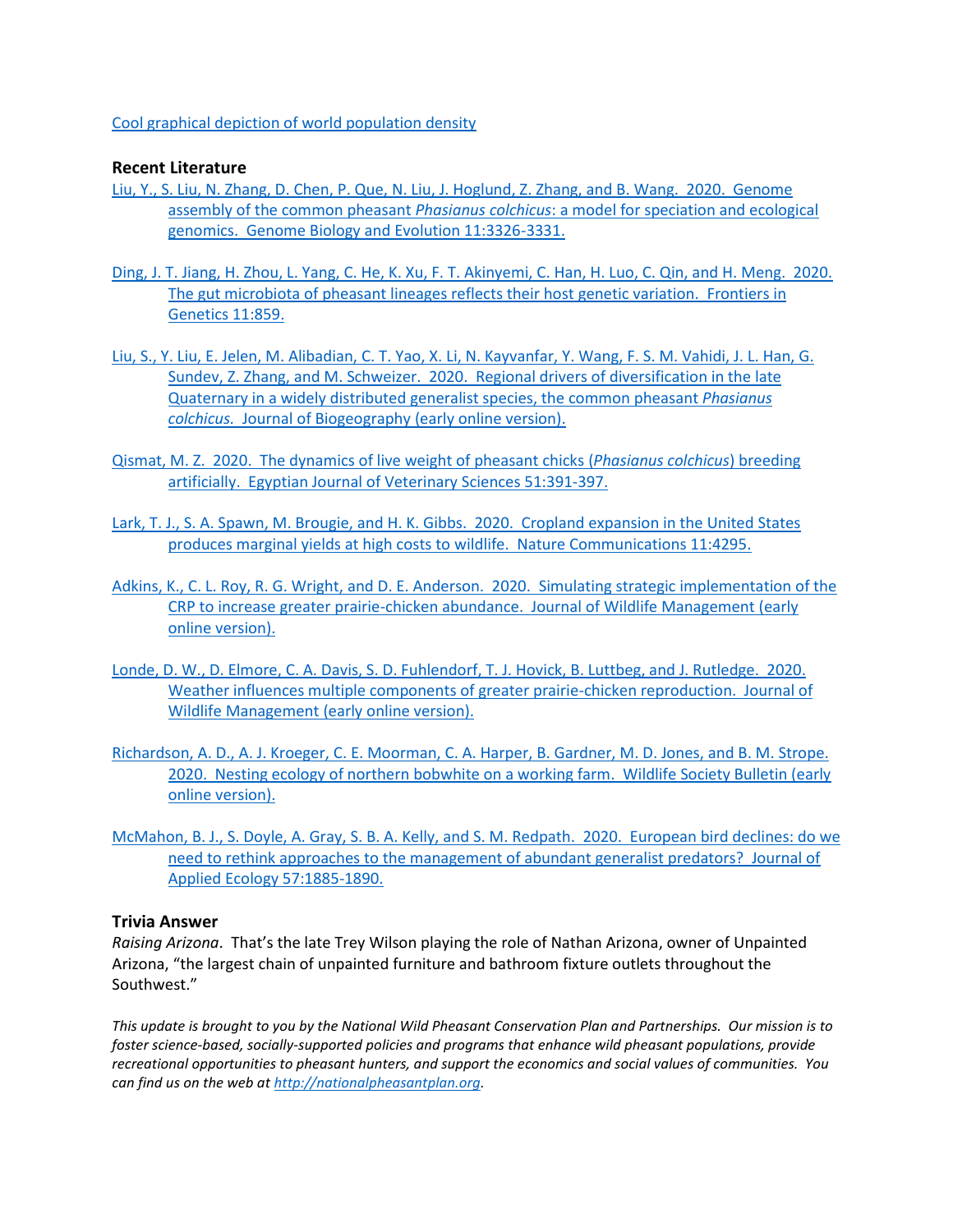Cool graphical depiction of world population density

**Recent Literature**

Liu, Y., S. Liu, N. Zhang, D. Chen, P. Que, N. Liu, J. Hoglund, Z. Zhang, and B. Wang. 2020. Genome assembly of the common pheasant *Phasianus colchicus*: a model for speciation and ecological genomics. Genome Biology and Evolution 11:3326-3331.

Ding, J. T. Jiang, H. Zhou, L. Yang, C. He, K. Xu, F. T. Akinyemi, C. Han, H. Luo, C. Qin, and H. Meng. 2020. The gut microbiota of pheasant lineages reflects their host genetic variation. Frontiers in Genetics 11:859.

Liu, S., Y. Liu, E. Jelen, M. Alibadian, C. T. Yao, X. Li, N. Kayvanfar, Y. Wang, F. S. M. Vahidi, J. L. Han, G. Sundev, Z. Zhang, and M. Schweizer. 2020. Regional drivers of diversification in the late Quaternary in a widely distributed generalist species, the common pheasant *Phasianus colchicus*. Journal of Biogeography (early online version).

Qismat, M. Z. 2020. The dynamics of live weight of pheasant chicks (*Phasianus colchicus*) breeding artificially. Egyptian Journal of Veterinary Sciences 51:391-397.

Lark, T. J., S. A. Spawn, M. Brougie, and H. K. Gibbs. 2020. Cropland expansion in the United States produces marginal yields at high costs to wildlife. Nature Communications 11:4295.

Adkins, K., C. L. Roy, R. G. Wright, and D. E. Anderson. 2020. Simulating strategic implementation of the CRP to increase greater prairie-chicken abundance. Journal of Wildlife Management (early online version).

Londe, D. W., D. Elmore, C. A. Davis, S. D. Fuhlendorf, T. J. Hovick, B. Luttbeg, and J. Rutledge. 2020. Weather influences multiple components of greater prairie-chicken reproduction. Journal of Wildlife Management (early online version).

Richardson, A. D., A. J. Kroeger, C. E. Moorman, C. A. Harper, B. Gardner, M. D. Jones, and B. M. Strope. 2020. Nesting ecology of northern bobwhite on a working farm. Wildlife Society Bulletin (early online version).

McMahon, B. J., S. Doyle, A. Gray, S. B. A. Kelly, and S. M. Redpath. 2020. European bird declines: do we need to rethink approaches to the management of abundant generalist predators? Journal of Applied Ecology 57:1885-1890.

**Trivia Answer**

*Raising Arizona*. That's the late Trey Wilson playing the role of Nathan Arizona, owner of Unpainted Arizona, "the largest chain of unpainted furniture and bathroom fixture outlets throughout the Southwest."

*This update is brought to you by the National Wild Pheasant Conservation Plan and Partnerships. Our mission is to foster science-based, socially-supported policies and programs that enhance wild pheasant populations, provide recreational opportunities to pheasant hunters, and support the economics and social values of communities. You can find us on the web at http://nationalpheasantplan.org.*